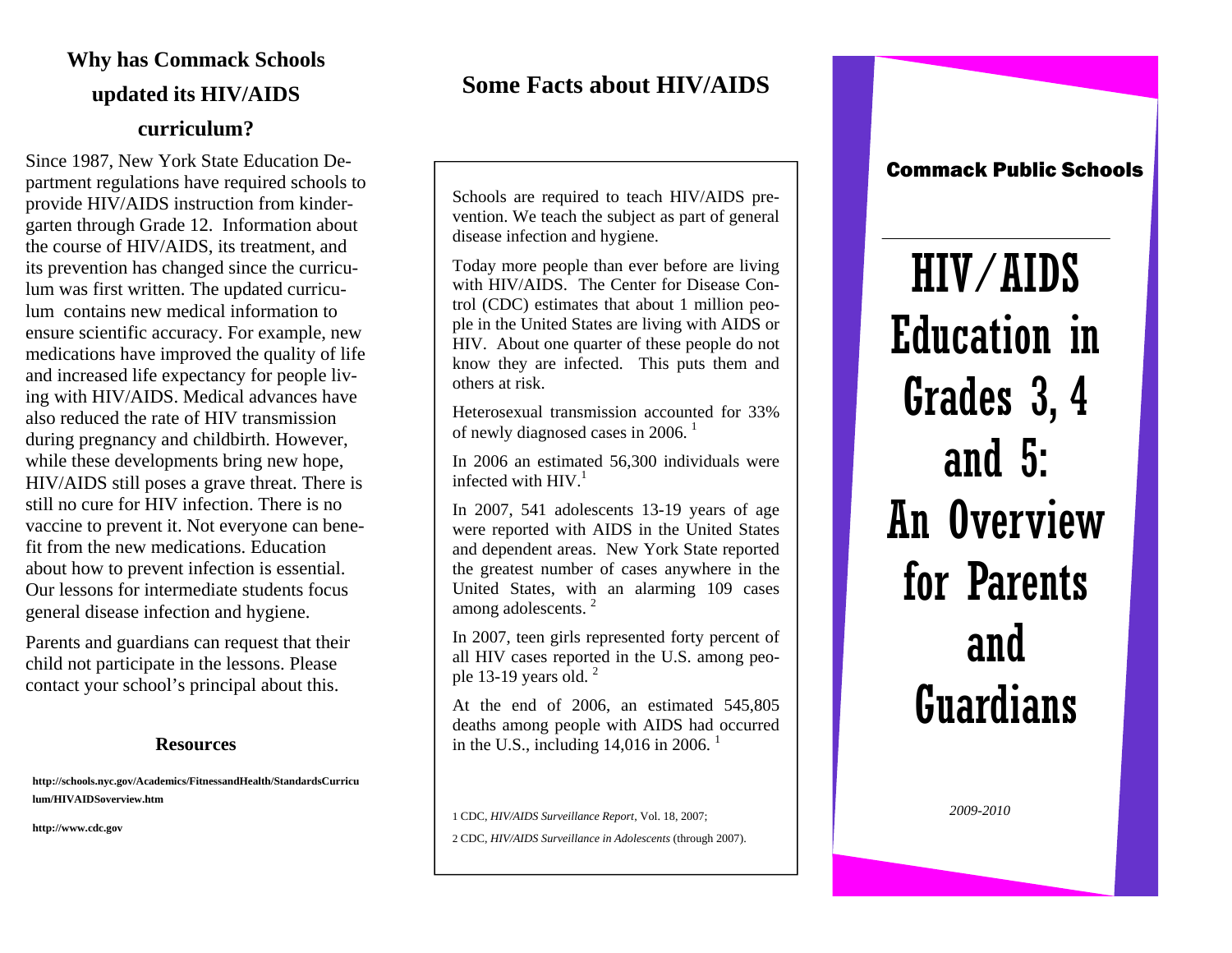## Why has Commack Schools updated its HIV/AIDS curriculum?

Since 1987, New York State Education Department regulations have required schools to provide HIV/AIDS instruction from kindergarten through Grade 12. Information about the course of HIV/AIDS, its treatment, and its prevention has changed since the curriculum was first written. The updated curriculum contains new medical information to ensure scientific accuracy. For example, new medications have improved the quality of life and increased life expectancy for people living with HIV/AIDS. Medical advances have also reduced the rate of HIV transmission during pregnancy and childbirth. However, while these developments bring new hope, HIV/AIDS still poses a grave threat. There is still no cure for HIV infection. There is no vaccine to prevent it. Not everyone can benefit from the new medications. Education about how to prevent infection is essential. Our lessons for intermediate students focus general disease infection and hygiene.

Parents and guardians can request that their child not participate in the lessons. Please contact your school's principal about this.

### Resources

**http://schools.nyc.gov/Academics/FitnessandHealth/StandardsCurriculum/HIVAIDSoverview.htm**

**http://www.cdc.gov**

## Some Facts about HIV/AIDS

Schools are required to teach HIV/AIDS prevention. We teach the subject as part of general disease infection and hygiene.

Today more people than ever before are living with HIV/AIDS. The Center for Disease Control (CDC) estimates that about 1 million people in the United States are living with AIDS or HIV. About one quarter of these people do not know they are infected. This puts them and others at risk.

Heterosexual transmission accounted for 33% of newly diagnosed cases in 2006. [1]

In 2006 an estimated 56,300 individuals were infected with HIV.[1]

In 2007, 541 adolescents 13-19 years of age were reported with AIDS in the United States and dependent areas. New York State reported the greatest number of cases anywhere in the United States, with an alarming 109 cases among adolescents. [2]

In 2007, teen girls represented forty percent of all HIV cases reported in the U.S. among people 13-19 years old. [2]

At the end of 2006, an estimated 545,805 deaths among people with AIDS had occurred in the U.S., including 14,016 in 2006. [1]

1 CDC, *HIV/AIDS Surveillance Report*, Vol. 18, 2007;

2 CDC, *HIV/AIDS Surveillance in Adolescents* (through 2007).

**Commack Public Schools**

# HIV/AIDS Education in Grades 3, 4 and 5: An Overview for Parents and Guardians

*2009-2010*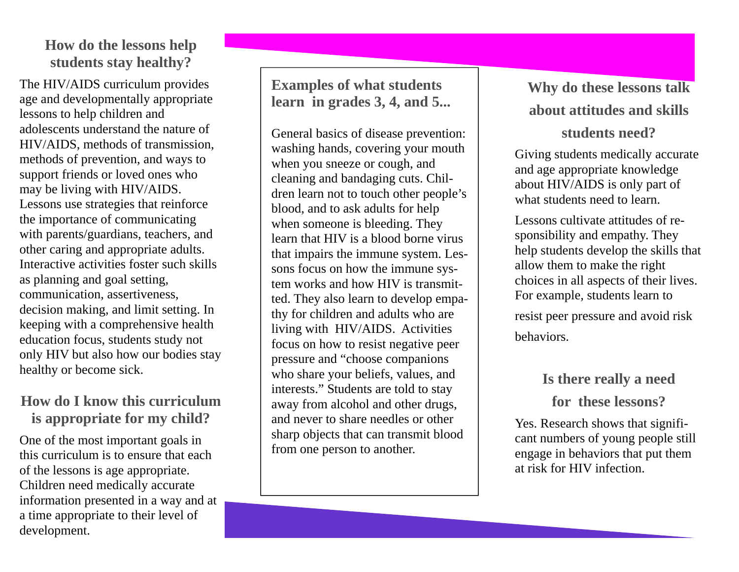## How do the lessons help students stay healthy?

The HIV/AIDS curriculum provides age and developmentally appropriate lessons to help children and adolescents understand the nature of HIV/AIDS, methods of transmission, methods of prevention, and ways to support friends or loved ones who may be living with HIV/AIDS. Lessons use strategies that reinforce the importance of communicating with parents/guardians, teachers, and other caring and appropriate adults. Interactive activities foster such skills as planning and goal setting, communication, assertiveness, decision making, and limit setting. In keeping with a comprehensive health education focus, students study not only HIV but also how our bodies stay healthy or become sick.

## How do I know this curriculum is appropriate for my child?

One of the most important goals in this curriculum is to ensure that each of the lessons is age appropriate. Children need medically accurate information presented in a way and at a time appropriate to their level of development.

## Examples of what students learn in grades 3, 4, and 5...

General basics of disease prevention: washing hands, covering your mouth when you sneeze or cough, and cleaning and bandaging cuts. Children learn not to touch other people's blood, and to ask adults for help when someone is bleeding. They learn that HIV is a blood borne virus that impairs the immune system. Lessons focus on how the immune system works and how HIV is transmitted. They also learn to develop empathy for children and adults who are living with HIV/AIDS. Activities focus on how to resist negative peer pressure and "choose companions who share your beliefs, values, and interests." Students are told to stay away from alcohol and other drugs, and never to share needles or other sharp objects that can transmit blood from one person to another.

## Why do these lessons talk about attitudes and skills students need?

Giving students medically accurate and age appropriate knowledge about HIV/AIDS is only part of what students need to learn.

Lessons cultivate attitudes of responsibility and empathy. They help students develop the skills that allow them to make the right choices in all aspects of their lives. For example, students learn to resist peer pressure and avoid risk behaviors.

## Is there really a need for these lessons?

Yes. Research shows that significant numbers of young people still engage in behaviors that put them at risk for HIV infection.